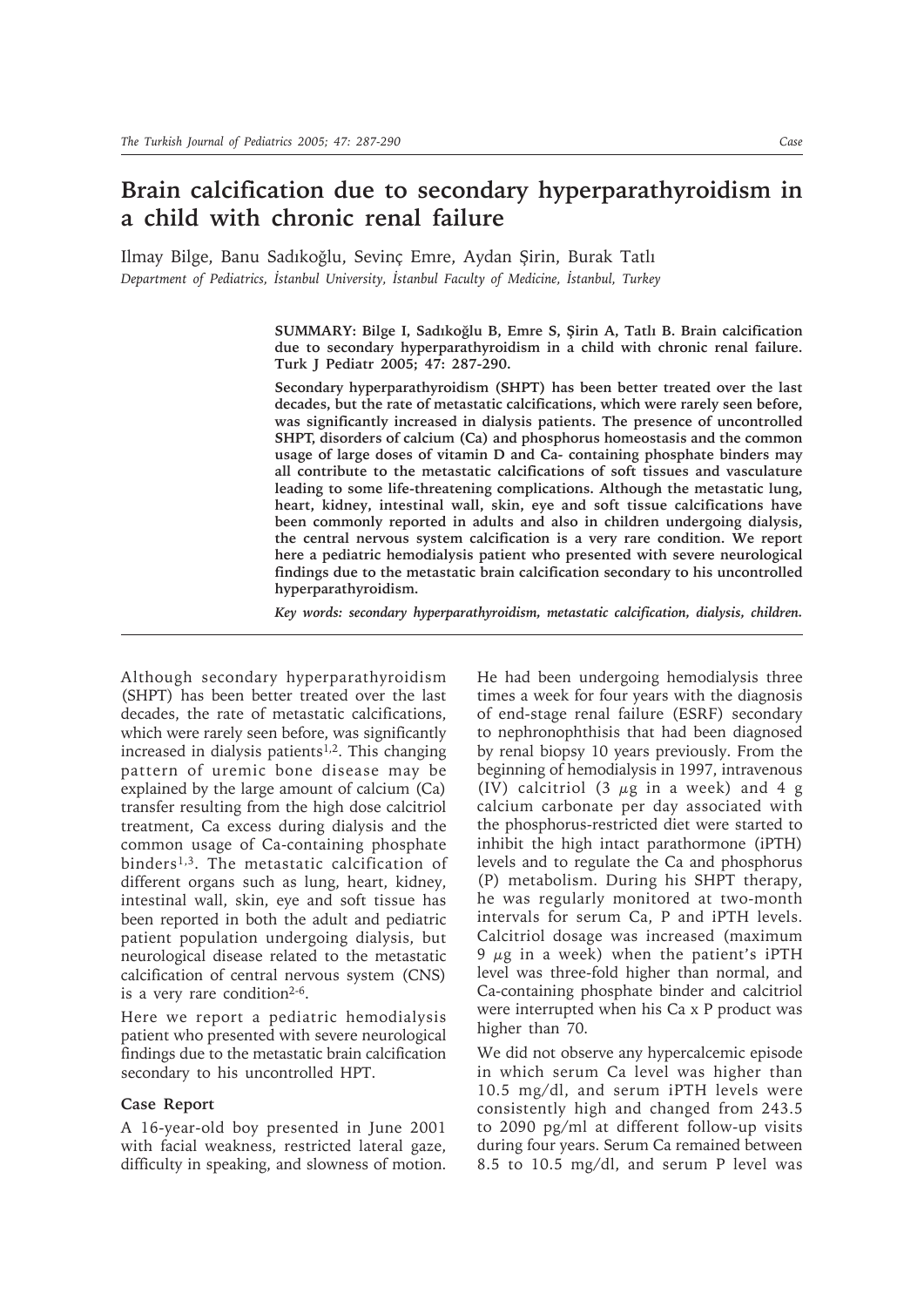# Brain calcification due to secondary hyperparathyroidism in a child with chronic renal failure

Ilmay Bilge, Banu Sadıkoğlu, Sevinç Emre, Aydan Şirin, Burak Tatlı

*Department of Pediatrics, İstanbul University, İstanbul Faculty of Medicine, İstanbul, Turkey*

**SUMMARY: Bilge I, Sadıkoğlu B, Emre S, Şirin A, Tatlı B. Brain calcification due to secondary hyperparathyroidism in a child with chronic renal failure. Turk J Pediatr 2005; 47: 287-290.**

**Secondary hyperparathyroidism (SHPT) has been better treated over the last decades, but the rate of metastatic calcifications, which were rarely seen before, was significantly increased in dialysis patients. The presence of uncontrolled SHPT, disorders of calcium (Ca) and phosphorus homeostasis and the common usage of large doses of vitamin D and Ca- containing phosphate binders may all contribute to the metastatic calcifications of soft tissues and vasculature leading to some life-threatening complications. Although the metastatic lung, heart, kidney, intestinal wall, skin, eye and soft tissue calcifications have been commonly reported in adults and also in children undergoing dialysis, the central nervous system calcification is a very rare condition. We report here a pediatric hemodialysis patient who presented with severe neurological findings due to the metastatic brain calcification secondary to his uncontrolled hyperparathyroidism.**

***Key words: secondary hyperparathyroidism, metastatic calcification, dialysis, children.***

Although secondary hyperparathyroidism (SHPT) has been better treated over the last decades, the rate of metastatic calcifications, which were rarely seen before, was significantly increased in dialysis patients[1,2]. This changing pattern of uremic bone disease may be explained by the large amount of calcium (Ca) transfer resulting from the high dose calcitriol treatment, Ca excess during dialysis and the common usage of Ca-containing phosphate binders[1,3]. The metastatic calcification of different organs such as lung, heart, kidney, intestinal wall, skin, eye and soft tissue has been reported in both the adult and pediatric patient population undergoing dialysis, but neurological disease related to the metastatic calcification of central nervous system (CNS) is a very rare condition[2-6].

Here we report a pediatric hemodialysis patient who presented with severe neurological findings due to the metastatic brain calcification secondary to his uncontrolled HPT.

### Case Report

A 16-year-old boy presented in June 2001 with facial weakness, restricted lateral gaze, difficulty in speaking, and slowness of motion. He had been undergoing hemodialysis three times a week for four years with the diagnosis of end-stage renal failure (ESRF) secondary to nephronophthisis that had been diagnosed by renal biopsy 10 years previously. From the beginning of hemodialysis in 1997, intravenous (IV) calcitriol (3 $\mu$g in a week) and 4 g calcium carbonate per day associated with the phosphorus-restricted diet were started to inhibit the high intact parathormone (iPTH) levels and to regulate the Ca and phosphorus (P) metabolism. During his SHPT therapy, he was regularly monitored at two-month intervals for serum Ca, P and iPTH levels. Calcitriol dosage was increased (maximum 9 $\mu$g in a week) when the patient's iPTH level was three-fold higher than normal, and Ca-containing phosphate binder and calcitriol were interrupted when his Ca x P product was higher than 70.

We did not observe any hypercalcemic episode in which serum Ca level was higher than 10.5 mg/dl, and serum iPTH levels were consistently high and changed from 243.5 to 2090 pg/ml at different follow-up visits during four years. Serum Ca remained between 8.5 to 10.5 mg/dl, and serum P level was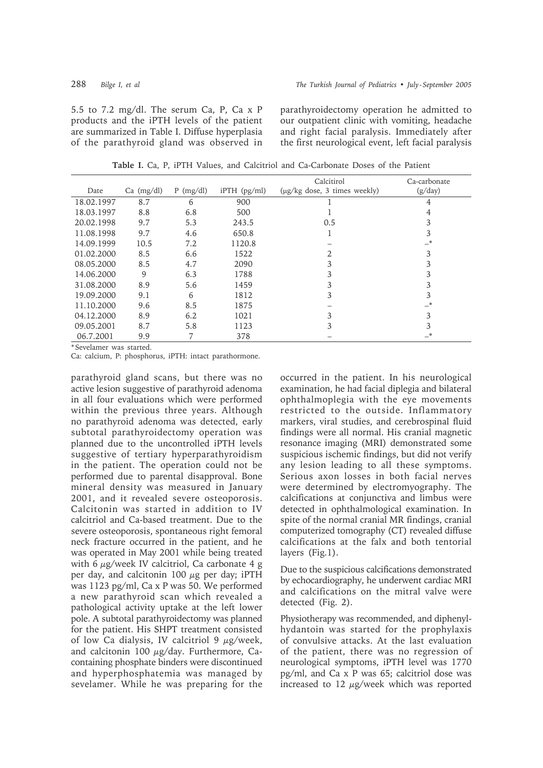5.5 to 7.2 mg/dl. The serum Ca, P, Ca x P products and the iPTH levels of the patient are summarized in Table I. Diffuse hyperplasia of the parathyroid gland was observed in parathyroid gland scans, but there was no active lesion suggestive of parathyroid adenoma in all four evaluations which were performed within the previous three years. Although no parathyroid adenoma was detected, early subtotal parathyroidectomy operation was planned due to the uncontrolled iPTH levels suggestive of tertiary hyperparathyroidism in the patient. The operation could not be performed due to parental disapproval. Bone mineral density was measured in January 2001, and it revealed severe osteoporosis. Calcitonin was started in addition to IV calcitriol and Ca-based treatment. Due to the severe osteoporosis, spontaneous right femoral neck fracture occurred in the patient, and he was operated in May 2001 while being treated with 6 μg/week IV calcitriol, Ca carbonate 4 g per day, and calcitonin 100 μg per day; iPTH was 1123 pg/ml, Ca x P was 50. We performed a new parathyroid scan which revealed a pathological activity uptake at the left lower pole. A subtotal parathyroidectomy was planned for the patient. His SHPT treatment consisted of low Ca dialysis, IV calcitriol 9 μg/week, and calcitonin 100 μg/day. Furthermore, Ca-containing phosphate binders were discontinued and hyperphosphatemia was managed by sevelamer. While he was preparing for the parathyroidectomy operation he admitted to our outpatient clinic with vomiting, headache and right facial paralysis. Immediately after the first neurological event, left facial paralysis occurred in the patient. In his neurological examination, he had facial diplegia and bilateral ophthalmoplegia with the eye movements restricted to the outside. Inflammatory markers, viral studies, and cerebrospinal fluid findings were all normal. His cranial magnetic resonance imaging (MRI) demonstrated some suspicious ischemic findings, but did not verify any lesion leading to all these symptoms. Serious axon losses in both facial nerves were determined by electromyography. The calcifications at conjunctiva and limbus were detected in ophthalmological examination. In spite of the normal cranial MR findings, cranial computerized tomography (CT) revealed diffuse calcifications at the falx and both tentorial layers (Fig.1).

**Table I.** Ca, P, iPTH Values, and Calcitriol and Ca-Carbonate Doses of the Patient

| Date | Ca (mg/dl) | P (mg/dl) | iPTH (pg/ml) | Calcitirol (μg/kg dose, 3 times weekly) | Ca-carbonate (g/day) |
|---|---|---|---|---|---|
| 18.02.1997 | 8.7 | 6 | 900 | 1 | 4 |
| 18.03.1997 | 8.8 | 6.8 | 500 | 1 | 4 |
| 20.02.1998 | 9.7 | 5.3 | 243.5 | 0.5 | 3 |
| 11.08.1998 | 9.7 | 4.6 | 650.8 | 1 | 3 |
| 14.09.1999 | 10.5 | 7.2 | 1120.8 | – | –* |
| 01.02.2000 | 8.5 | 6.6 | 1522 | 2 | 3 |
| 08.05.2000 | 8.5 | 4.7 | 2090 | 3 | 3 |
| 14.06.2000 | 9 | 6.3 | 1788 | 3 | 3 |
| 31.08.2000 | 8.9 | 5.6 | 1459 | 3 | 3 |
| 19.09.2000 | 9.1 | 6 | 1812 | 3 | 3 |
| 11.10.2000 | 9.6 | 8.5 | 1875 | – | –* |
| 04.12.2000 | 8.9 | 6.2 | 1021 | 3 | 3 |
| 09.05.2001 | 8.7 | 5.8 | 1123 | 3 | 3 |
| 06.7.2001 | 9.9 | 7 | 378 | – | –* |

*Sevelamer was started.

Ca: calcium, P: phosphorus, iPTH: intact parathormone.

Due to the suspicious calcifications demonstrated by echocardiography, he underwent cardiac MRI and calcifications on the mitral valve were detected (Fig. 2).

Physiotherapy was recommended, and diphenylhydantoin was started for the prophylaxis of convulsive attacks. At the last evaluation of the patient, there was no regression of neurological symptoms, iPTH level was 1770 pg/ml, and Ca x P was 65; calcitriol dose was increased to 12 μg/week which was reported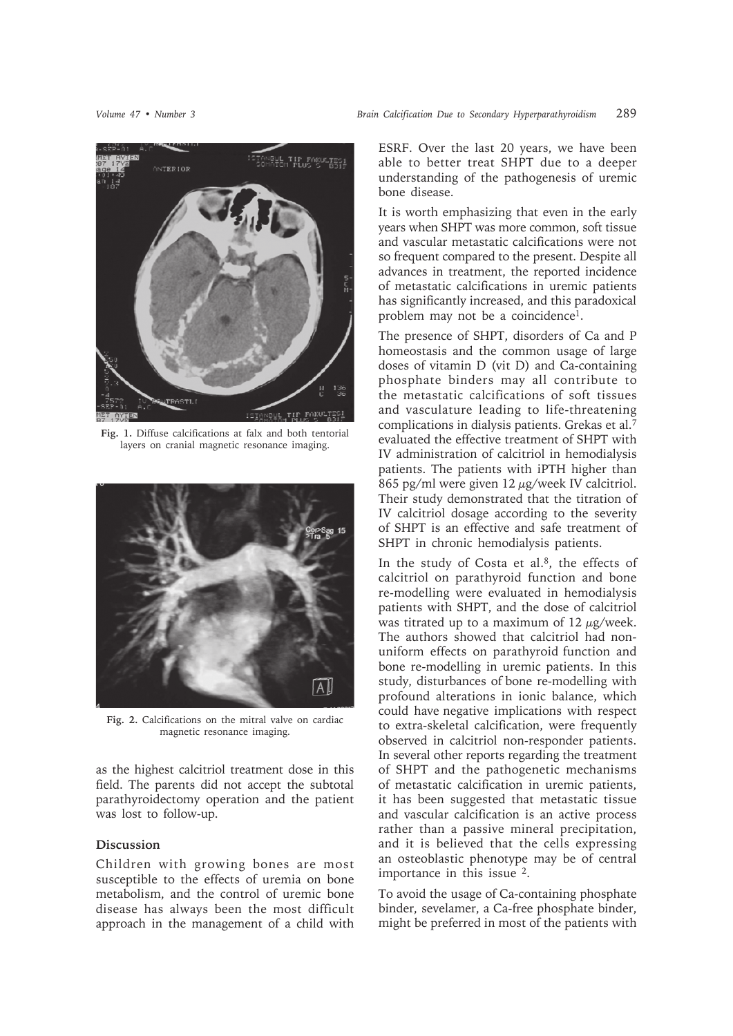Fig. 1. Diffuse calcifications at falx and both tentorial layers on cranial magnetic resonance imaging.

Fig. 2. Calcifications on the mitral valve on cardiac magnetic resonance imaging.

as the highest calcitriol treatment dose in this field. The parents did not accept the subtotal parathyroidectomy operation and the patient was lost to follow-up.

## Discussion

Children with growing bones are most susceptible to the effects of uremia on bone metabolism, and the control of uremic bone disease has always been the most difficult approach in the management of a child with ESRF. Over the last 20 years, we have been able to better treat SHPT due to a deeper understanding of the pathogenesis of uremic bone disease.

It is worth emphasizing that even in the early years when SHPT was more common, soft tissue and vascular metastatic calcifications were not so frequent compared to the present. Despite all advances in treatment, the reported incidence of metastatic calcifications in uremic patients has significantly increased, and this paradoxical problem may not be a coincidence[1].

The presence of SHPT, disorders of Ca and P homeostasis and the common usage of large doses of vitamin D (vit D) and Ca-containing phosphate binders may all contribute to the metastatic calcifications of soft tissues and vasculature leading to life-threatening complications in dialysis patients. Grekas et al.[7] evaluated the effective treatment of SHPT with IV administration of calcitriol in hemodialysis patients. The patients with iPTH higher than 865 pg/ml were given 12 $\mu$g/week IV calcitriol. Their study demonstrated that the titration of IV calcitriol dosage according to the severity of SHPT is an effective and safe treatment of SHPT in chronic hemodialysis patients.

In the study of Costa et al.[8], the effects of calcitriol on parathyroid function and bone re-modelling were evaluated in hemodialysis patients with SHPT, and the dose of calcitriol was titrated up to a maximum of 12 $\mu$g/week. The authors showed that calcitriol had non-uniform effects on parathyroid function and bone re-modelling in uremic patients. In this study, disturbances of bone re-modelling with profound alterations in ionic balance, which could have negative implications with respect to extra-skeletal calcification, were frequently observed in calcitriol non-responder patients. In several other reports regarding the treatment of SHPT and the pathogenetic mechanisms of metastatic calcification in uremic patients, it has been suggested that metastatic tissue and vascular calcification is an active process rather than a passive mineral precipitation, and it is believed that the cells expressing an osteoblastic phenotype may be of central importance in this issue [2].

To avoid the usage of Ca-containing phosphate binder, sevelamer, a Ca-free phosphate binder, might be preferred in most of the patients with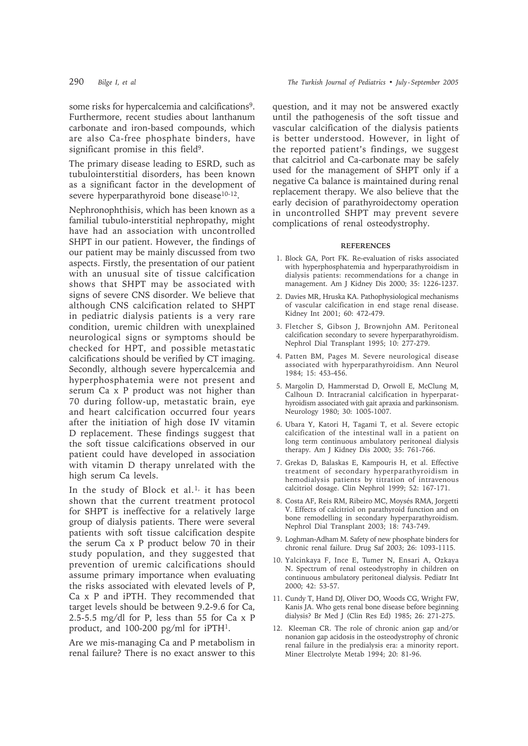some risks for hypercalcemia and calcifications[9]. Furthermore, recent studies about lanthanum carbonate and iron-based compounds, which are also Ca-free phosphate binders, have significant promise in this field[9].

The primary disease leading to ESRD, such as tubulointerstitial disorders, has been known as a significant factor in the development of severe hyperparathyroid bone disease[10-12].

Nephronophthisis, which has been known as a familial tubulo-interstitial nephropathy, might have had an association with uncontrolled SHPT in our patient. However, the findings of our patient may be mainly discussed from two aspects. Firstly, the presentation of our patient with an unusual site of tissue calcification shows that SHPT may be associated with signs of severe CNS disorder. We believe that although CNS calcification related to SHPT in pediatric dialysis patients is a very rare condition, uremic children with unexplained neurological signs or symptoms should be checked for HPT, and possible metastatic calcifications should be verified by CT imaging. Secondly, although severe hypercalcemia and hyperphosphatemia were not present and serum Ca x P product was not higher than 70 during follow-up, metastatic brain, eye and heart calcification occurred four years after the initiation of high dose IV vitamin D replacement. These findings suggest that the soft tissue calcifications observed in our patient could have developed in association with vitamin D therapy unrelated with the high serum Ca levels.

In the study of Block et al.[1], it has been shown that the current treatment protocol for SHPT is ineffective for a relatively large group of dialysis patients. There were several patients with soft tissue calcification despite the serum Ca x P product below 70 in their study population, and they suggested that prevention of uremic calcifications should assume primary importance when evaluating the risks associated with elevated levels of P, Ca x P and iPTH. They recommended that target levels should be between 9.2-9.6 for Ca, 2.5-5.5 mg/dl for P, less than 55 for Ca x P product, and 100-200 pg/ml for iPTH[1].

Are we mis-managing Ca and P metabolism in renal failure? There is no exact answer to this question, and it may not be answered exactly until the pathogenesis of the soft tissue and vascular calcification of the dialysis patients is better understood. However, in light of the reported patient's findings, we suggest that calcitriol and Ca-carbonate may be safely used for the management of SHPT only if a negative Ca balance is maintained during renal replacement therapy. We also believe that the early decision of parathyroidectomy operation in uncontrolled SHPT may prevent severe complications of renal osteodystrophy.

## REFERENCES

1. Block GA, Port FK. Re-evaluation of risks associated with hyperphosphatemia and hyperparathyroidism in dialysis patients: recommendations for a change in management. Am J Kidney Dis 2000; 35: 1226-1237.
2. Davies MR, Hruska KA. Pathophysiological mechanisms of vascular calcification in end stage renal disease. Kidney Int 2001; 60: 472-479.
3. Fletcher S, Gibson J, Brownjohn AM. Peritoneal calcification secondary to severe hyperparathyroidism. Nephrol Dial Transplant 1995; 10: 277-279.
4. Patten BM, Pages M. Severe neurological disease associated with hyperparathyroidism. Ann Neurol 1984; 15: 453-456.
5. Margolin D, Hammerstad D, Orwoll E, McClung M, Calhoun D. Intracranial calcification in hyperparathyroidism associated with gait apraxia and parkinsonism. Neurology 1980; 30: 1005-1007.
6. Ubara Y, Katori H, Tagami T, et al. Severe ectopic calcification of the intestinal wall in a patient on long term continuous ambulatory peritoneal dialysis therapy. Am J Kidney Dis 2000; 35: 761-766.
7. Grekas D, Balaskas E, Kampouris H, et al. Effective treatment of secondary hyperparathyroidism in hemodialysis patients by titration of intravenous calcitriol dosage. Clin Nephrol 1999; 52: 167-171.
8. Costa AF, Reis RM, Ribeiro MC, Moysés RMA, Jorgetti V. Effects of calcitriol on parathyroid function and on bone remodelling in secondary hyperparathyroidism. Nephrol Dial Transplant 2003; 18: 743-749.
9. Loghman-Adham M. Safety of new phosphate binders for chronic renal failure. Drug Saf 2003; 26: 1093-1115.
10. Yalcinkaya F, Ince E, Tumer N, Ensari A, Ozkaya N. Spectrum of renal osteodystrophy in children on continuous ambulatory peritoneal dialysis. Pediatr Int 2000; 42: 53-57.
11. Cundy T, Hand DJ, Oliver DO, Woods CG, Wright FW, Kanis JA. Who gets renal bone disease before beginning dialysis? Br Med J (Clin Res Ed) 1985; 26: 271-275.
12. Kleeman CR. The role of chronic anion gap and/or nonanion gap acidosis in the osteodystrophy of chronic renal failure in the predialysis era: a minority report. Miner Electrolyte Metab 1994; 20: 81-96.